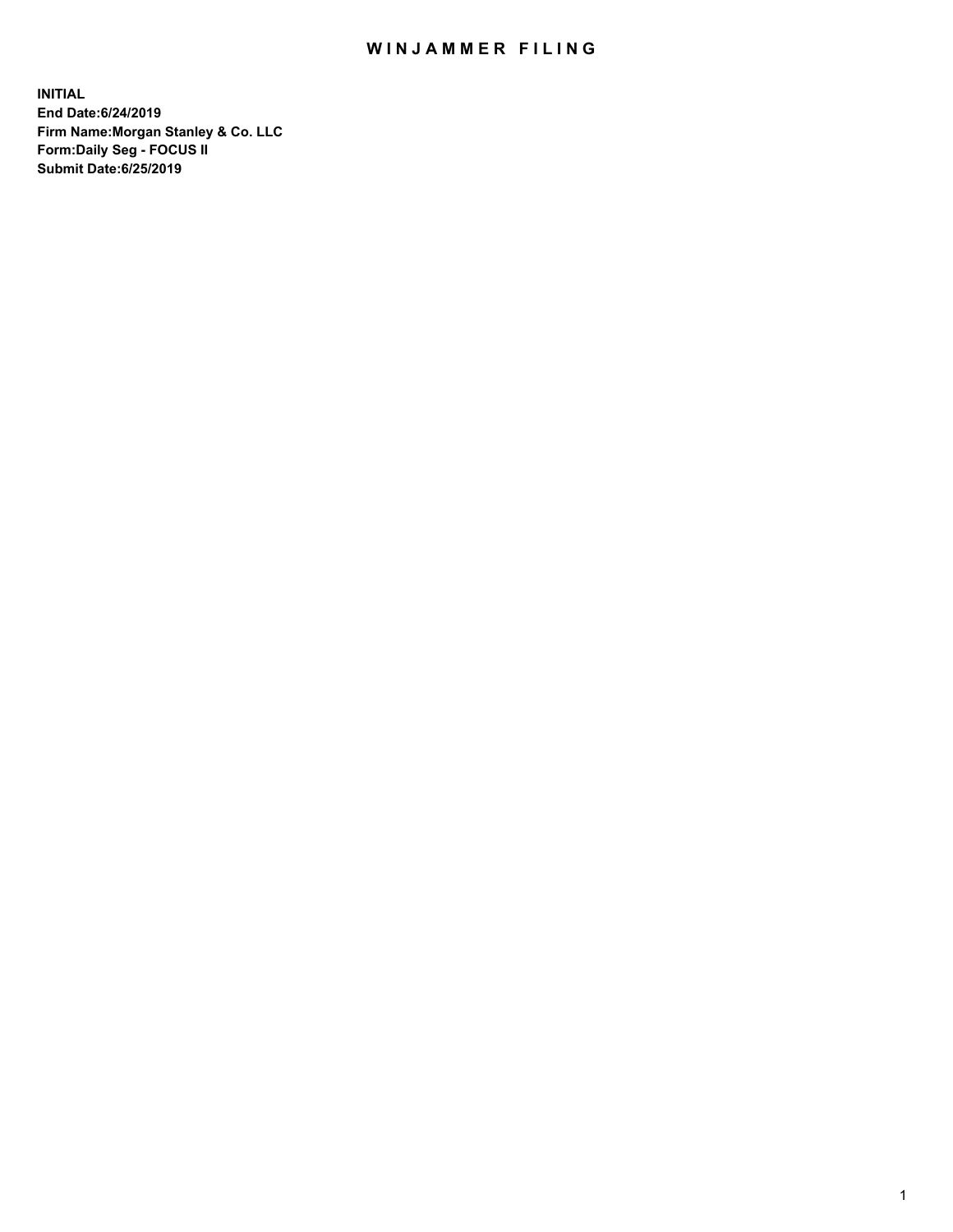# WINJAMMER FILING

**INITIAL**
**End Date:6/24/2019**
**Firm Name:Morgan Stanley & Co. LLC**
**Form:Daily Seg - FOCUS II**
**Submit Date:6/25/2019**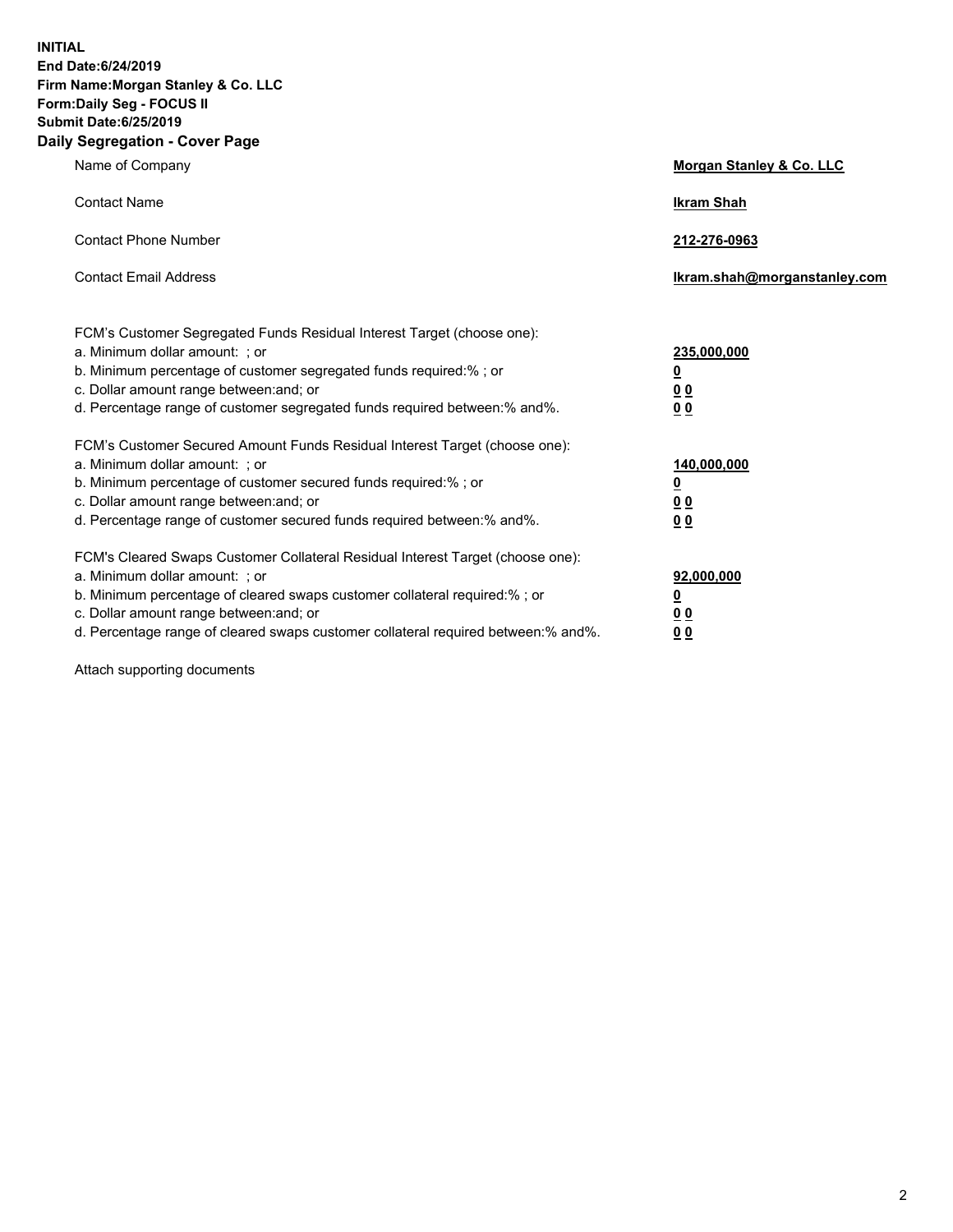**INITIAL**
**End Date:6/24/2019**
**Firm Name:Morgan Stanley & Co. LLC**
**Form:Daily Seg - FOCUS II**
**Submit Date:6/25/2019**
**Daily Segregation - Cover Page**

| | |
|---|---|
| Name of Company | **Morgan Stanley & Co. LLC** |
| Contact Name | **Ikram Shah** |
| Contact Phone Number | **212-276-0963** |
| Contact Email Address | **Ikram.shah@morganstanley.com** |

| | |
|---|---|
| FCM's Customer Segregated Funds Residual Interest Target (choose one): | |
| a. Minimum dollar amount: ; or | **235,000,000** |
| b. Minimum percentage of customer segregated funds required:% ; or | **0** |
| c. Dollar amount range between:and; or | **0 0** |
| d. Percentage range of customer segregated funds required between:% and%. | **0 0** |
| FCM's Customer Secured Amount Funds Residual Interest Target (choose one): | |
| a. Minimum dollar amount: ; or | **140,000,000** |
| b. Minimum percentage of customer secured funds required:% ; or | **0** |
| c. Dollar amount range between:and; or | **0 0** |
| d. Percentage range of customer secured funds required between:% and%. | **0 0** |
| FCM's Cleared Swaps Customer Collateral Residual Interest Target (choose one): | |
| a. Minimum dollar amount: ; or | **92,000,000** |
| b. Minimum percentage of cleared swaps customer collateral required:% ; or | **0** |
| c. Dollar amount range between:and; or | **0 0** |
| d. Percentage range of cleared swaps customer collateral required between:% and%. | **0 0** |

Attach supporting documents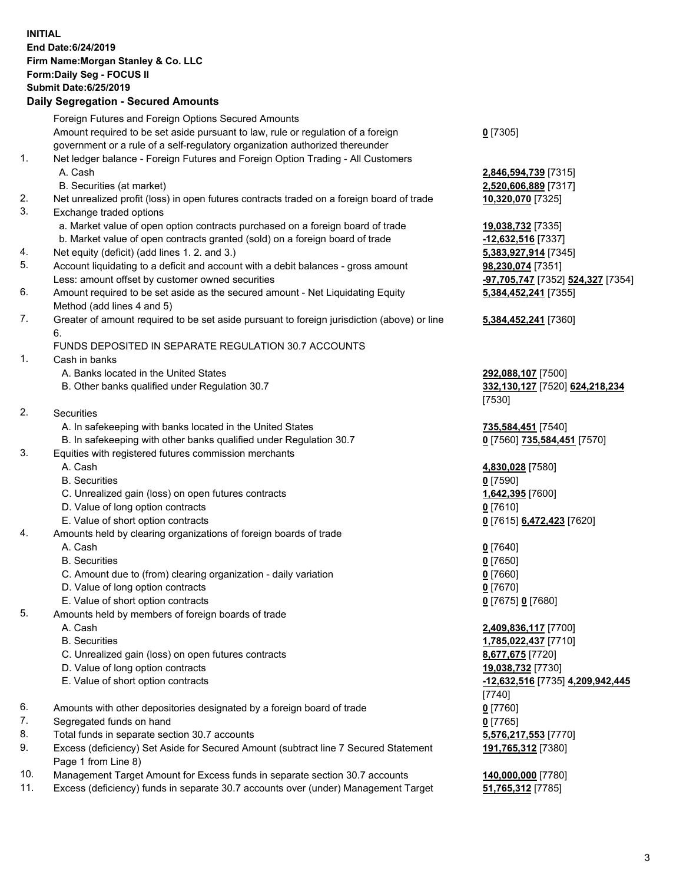**INITIAL**
**End Date:6/24/2019**
**Firm Name:Morgan Stanley & Co. LLC**
**Form:Daily Seg - FOCUS II**
**Submit Date:6/25/2019**

## Daily Segregation - Secured Amounts

| | | |
|---|---|---|
| | Foreign Futures and Foreign Options Secured Amounts | |
| | Amount required to be set aside pursuant to law, rule or regulation of a foreign government or a rule of a self-regulatory organization authorized thereunder | **0** [7305] |
| 1. | Net ledger balance - Foreign Futures and Foreign Option Trading - All Customers | |
| | A. Cash | **2,846,594,739** [7315] |
| | B. Securities (at market) | **2,520,606,889** [7317] |
| 2. | Net unrealized profit (loss) in open futures contracts traded on a foreign board of trade | **10,320,070** [7325] |
| 3. | Exchange traded options | |
| | a. Market value of open option contracts purchased on a foreign board of trade | **19,038,732** [7335] |
| | b. Market value of open contracts granted (sold) on a foreign board of trade | **-12,632,516** [7337] |
| 4. | Net equity (deficit) (add lines 1. 2. and 3.) | **5,383,927,914** [7345] |
| 5. | Account liquidating to a deficit and account with a debit balances - gross amount | **98,230,074** [7351] |
| | Less: amount offset by customer owned securities | **-97,705,747** [7352] **524,327** [7354] |
| 6. | Amount required to be set aside as the secured amount - Net Liquidating Equity Method (add lines 4 and 5) | **5,384,452,241** [7355] |
| 7. | Greater of amount required to be set aside pursuant to foreign jurisdiction (above) or line 6. | **5,384,452,241** [7360] |
| | FUNDS DEPOSITED IN SEPARATE REGULATION 30.7 ACCOUNTS | |
| 1. | Cash in banks | |
| | A. Banks located in the United States | **292,088,107** [7500] |
| | B. Other banks qualified under Regulation 30.7 | **332,130,127** [7520] **624,218,234** [7530] |
| 2. | Securities | |
| | A. In safekeeping with banks located in the United States | **735,584,451** [7540] |
| | B. In safekeeping with other banks qualified under Regulation 30.7 | **0** [7560] **735,584,451** [7570] |
| 3. | Equities with registered futures commission merchants | |
| | A. Cash | **4,830,028** [7580] |
| | B. Securities | **0** [7590] |
| | C. Unrealized gain (loss) on open futures contracts | **1,642,395** [7600] |
| | D. Value of long option contracts | **0** [7610] |
| | E. Value of short option contracts | **0** [7615] **6,472,423** [7620] |
| 4. | Amounts held by clearing organizations of foreign boards of trade | |
| | A. Cash | **0** [7640] |
| | B. Securities | **0** [7650] |
| | C. Amount due to (from) clearing organization - daily variation | **0** [7660] |
| | D. Value of long option contracts | **0** [7670] |
| | E. Value of short option contracts | **0** [7675] **0** [7680] |
| 5. | Amounts held by members of foreign boards of trade | |
| | A. Cash | **2,409,836,117** [7700] |
| | B. Securities | **1,785,022,437** [7710] |
| | C. Unrealized gain (loss) on open futures contracts | **8,677,675** [7720] |
| | D. Value of long option contracts | **19,038,732** [7730] |
| | E. Value of short option contracts | **-12,632,516** [7735] **4,209,942,445** [7740] |
| 6. | Amounts with other depositories designated by a foreign board of trade | **0** [7760] |
| 7. | Segregated funds on hand | **0** [7765] |
| 8. | Total funds in separate section 30.7 accounts | **5,576,217,553** [7770] |
| 9. | Excess (deficiency) Set Aside for Secured Amount (subtract line 7 Secured Statement Page 1 from Line 8) | **191,765,312** [7380] |
| 10. | Management Target Amount for Excess funds in separate section 30.7 accounts | **140,000,000** [7780] |
| 11. | Excess (deficiency) funds in separate 30.7 accounts over (under) Management Target | **51,765,312** [7785] |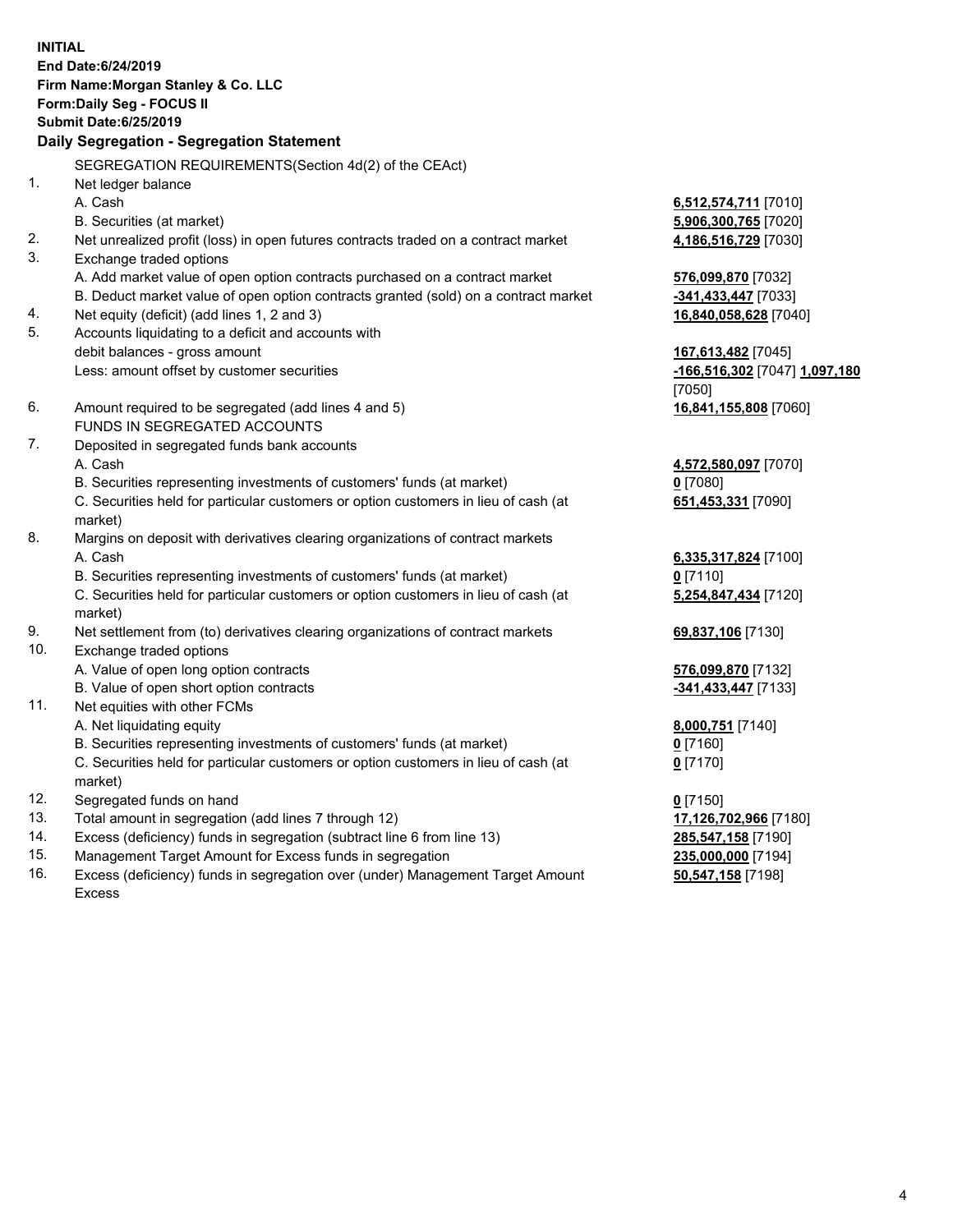**INITIAL**
**End Date:6/24/2019**
**Firm Name:Morgan Stanley & Co. LLC**
**Form:Daily Seg - FOCUS II**
**Submit Date:6/25/2019**

**Daily Segregation - Segregation Statement**

SEGREGATION REQUIREMENTS(Section 4d(2) of the CEAct)

| | | |
|---|---|---|
| 1. | Net ledger balance | |
| | A. Cash | **6,512,574,711** [7010] |
| | B. Securities (at market) | **5,906,300,765** [7020] |
| 2. | Net unrealized profit (loss) in open futures contracts traded on a contract market | **4,186,516,729** [7030] |
| 3. | Exchange traded options | |
| | A. Add market value of open option contracts purchased on a contract market | **576,099,870** [7032] |
| | B. Deduct market value of open option contracts granted (sold) on a contract market | **-341,433,447** [7033] |
| 4. | Net equity (deficit) (add lines 1, 2 and 3) | **16,840,058,628** [7040] |
| 5. | Accounts liquidating to a deficit and accounts with debit balances - gross amount | **167,613,482** [7045] |
| | Less: amount offset by customer securities | **-166,516,302** [7047] **1,097,180** [7050] |
| 6. | Amount required to be segregated (add lines 4 and 5) | **16,841,155,808** [7060] |
| | FUNDS IN SEGREGATED ACCOUNTS | |
| 7. | Deposited in segregated funds bank accounts | |
| | A. Cash | **4,572,580,097** [7070] |
| | B. Securities representing investments of customers' funds (at market) | **0** [7080] |
| | C. Securities held for particular customers or option customers in lieu of cash (at market) | **651,453,331** [7090] |
| 8. | Margins on deposit with derivatives clearing organizations of contract markets | |
| | A. Cash | **6,335,317,824** [7100] |
| | B. Securities representing investments of customers' funds (at market) | **0** [7110] |
| | C. Securities held for particular customers or option customers in lieu of cash (at market) | **5,254,847,434** [7120] |
| 9. | Net settlement from (to) derivatives clearing organizations of contract markets | **69,837,106** [7130] |
| 10. | Exchange traded options | |
| | A. Value of open long option contracts | **576,099,870** [7132] |
| | B. Value of open short option contracts | **-341,433,447** [7133] |
| 11. | Net equities with other FCMs | |
| | A. Net liquidating equity | **8,000,751** [7140] |
| | B. Securities representing investments of customers' funds (at market) | **0** [7160] |
| | C. Securities held for particular customers or option customers in lieu of cash (at market) | **0** [7170] |
| 12. | Segregated funds on hand | **0** [7150] |
| 13. | Total amount in segregation (add lines 7 through 12) | **17,126,702,966** [7180] |
| 14. | Excess (deficiency) funds in segregation (subtract line 6 from line 13) | **285,547,158** [7190] |
| 15. | Management Target Amount for Excess funds in segregation | **235,000,000** [7194] |
| 16. | Excess (deficiency) funds in segregation over (under) Management Target Amount Excess | **50,547,158** [7198] |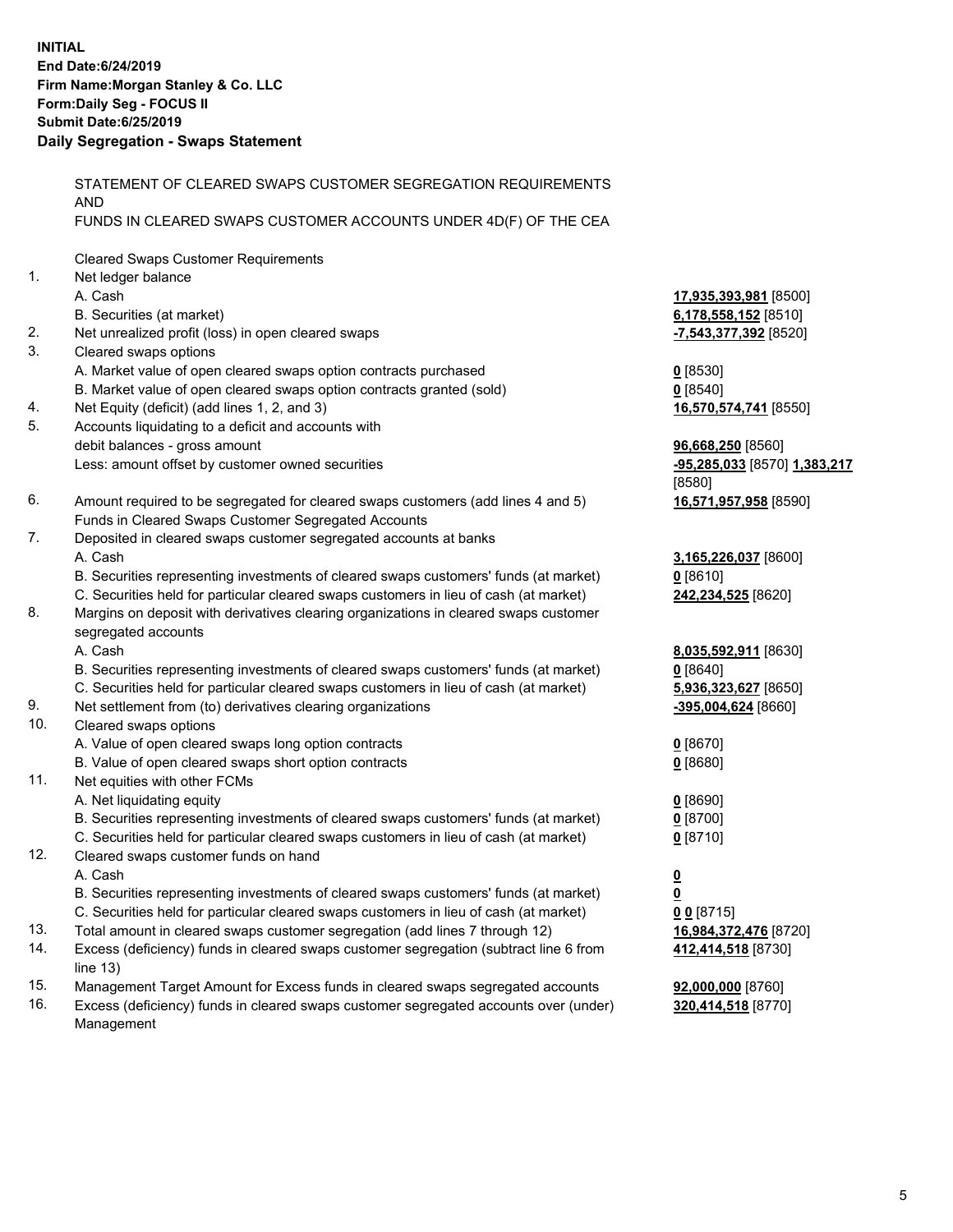**INITIAL**
**End Date:6/24/2019**
**Firm Name:Morgan Stanley & Co. LLC**
**Form:Daily Seg - FOCUS II**
**Submit Date:6/25/2019**
**Daily Segregation - Swaps Statement**

STATEMENT OF CLEARED SWAPS CUSTOMER SEGREGATION REQUIREMENTS AND FUNDS IN CLEARED SWAPS CUSTOMER ACCOUNTS UNDER 4D(F) OF THE CEA

| | | |
|---|---|---|
| | Cleared Swaps Customer Requirements | |
| 1. | Net ledger balance | |
| | A. Cash | **17,935,393,981** [8500] |
| | B. Securities (at market) | **6,178,558,152** [8510] |
| 2. | Net unrealized profit (loss) in open cleared swaps | **-7,543,377,392** [8520] |
| 3. | Cleared swaps options | |
| | A. Market value of open cleared swaps option contracts purchased | **0** [8530] |
| | B. Market value of open cleared swaps option contracts granted (sold) | **0** [8540] |
| 4. | Net Equity (deficit) (add lines 1, 2, and 3) | **16,570,574,741** [8550] |
| 5. | Accounts liquidating to a deficit and accounts with debit balances - gross amount | **96,668,250** [8560] |
| | Less: amount offset by customer owned securities | **-95,285,033** [8570] **1,383,217** [8580] |
| 6. | Amount required to be segregated for cleared swaps customers (add lines 4 and 5) | **16,571,957,958** [8590] |
| | Funds in Cleared Swaps Customer Segregated Accounts | |
| 7. | Deposited in cleared swaps customer segregated accounts at banks | |
| | A. Cash | **3,165,226,037** [8600] |
| | B. Securities representing investments of cleared swaps customers' funds (at market) | **0** [8610] |
| | C. Securities held for particular cleared swaps customers in lieu of cash (at market) | **242,234,525** [8620] |
| 8. | Margins on deposit with derivatives clearing organizations in cleared swaps customer segregated accounts | |
| | A. Cash | **8,035,592,911** [8630] |
| | B. Securities representing investments of cleared swaps customers' funds (at market) | **0** [8640] |
| | C. Securities held for particular cleared swaps customers in lieu of cash (at market) | **5,936,323,627** [8650] |
| 9. | Net settlement from (to) derivatives clearing organizations | **-395,004,624** [8660] |
| 10. | Cleared swaps options | |
| | A. Value of open cleared swaps long option contracts | **0** [8670] |
| | B. Value of open cleared swaps short option contracts | **0** [8680] |
| 11. | Net equities with other FCMs | |
| | A. Net liquidating equity | **0** [8690] |
| | B. Securities representing investments of cleared swaps customers' funds (at market) | **0** [8700] |
| | C. Securities held for particular cleared swaps customers in lieu of cash (at market) | **0** [8710] |
| 12. | Cleared swaps customer funds on hand | |
| | A. Cash | **0** |
| | B. Securities representing investments of cleared swaps customers' funds (at market) | **0** |
| | C. Securities held for particular cleared swaps customers in lieu of cash (at market) | **0** **0** [8715] |
| 13. | Total amount in cleared swaps customer segregation (add lines 7 through 12) | **16,984,372,476** [8720] |
| 14. | Excess (deficiency) funds in cleared swaps customer segregation (subtract line 6 from line 13) | **412,414,518** [8730] |
| 15. | Management Target Amount for Excess funds in cleared swaps segregated accounts | **92,000,000** [8760] |
| 16. | Excess (deficiency) funds in cleared swaps customer segregated accounts over (under) Management | **320,414,518** [8770] |